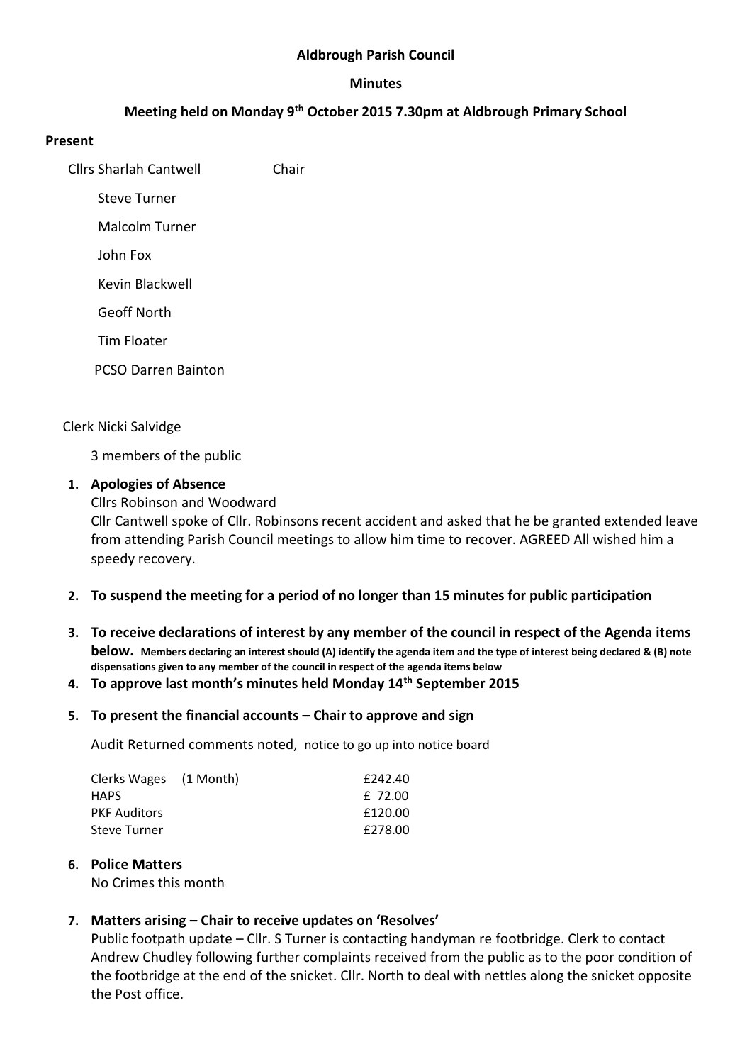**Aldbrough Parish Council**

**Minutes**

**Meeting held on Monday 9th October 2015 7.30pm at Aldbrough Primary School**

**Present**

Cllrs Sharlah Cantwell Chair

Steve Turner

Malcolm Turner

John Fox

Kevin Blackwell

Geoff North

Tim Floater

PCSO Darren Bainton

Clerk Nicki Salvidge

3 members of the public

1. **Apologies of Absence**
   Cllrs Robinson and Woodward
   Cllr Cantwell spoke of Cllr. Robinsons recent accident and asked that he be granted extended leave from attending Parish Council meetings to allow him time to recover. AGREED All wished him a speedy recovery.

2. **To suspend the meeting for a period of no longer than 15 minutes for public participation**

3. **To receive declarations of interest by any member of the council in respect of the Agenda items below.** **Members declaring an interest should (A) identify the agenda item and the type of interest being declared & (B) note dispensations given to any member of the council in respect of the agenda items below**

4. **To approve last month's minutes held Monday 14th September 2015**

5. **To present the financial accounts – Chair to approve and sign**

   Audit Returned comments noted, notice to go up into notice board

| | |
|---|---|
| Clerks Wages (1 Month) | £242.40 |
| HAPS | £ 72.00 |
| PKF Auditors | £120.00 |
| Steve Turner | £278.00 |

6. **Police Matters**
   No Crimes this month

7. **Matters arising – Chair to receive updates on 'Resolves'**
   Public footpath update – Cllr. S Turner is contacting handyman re footbridge. Clerk to contact Andrew Chudley following further complaints received from the public as to the poor condition of the footbridge at the end of the snicket. Cllr. North to deal with nettles along the snicket opposite the Post office.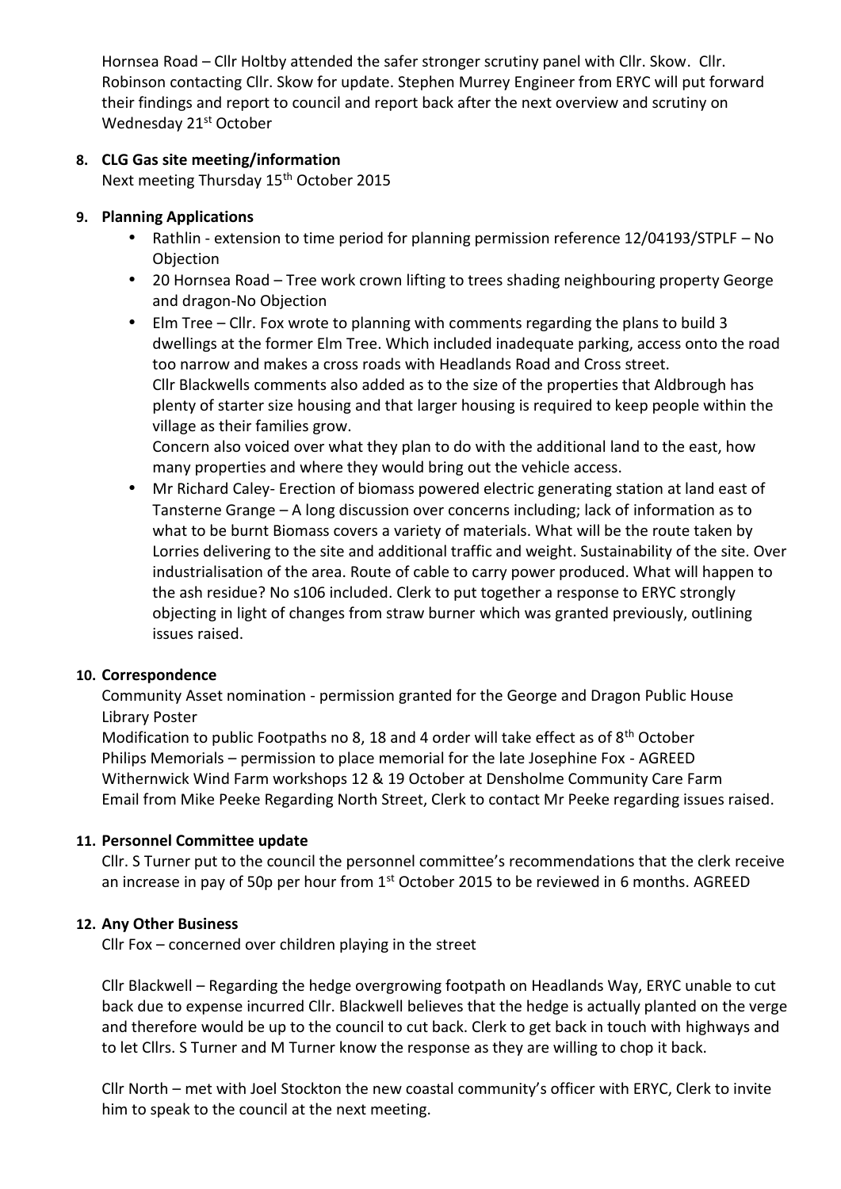Hornsea Road – Cllr Holtby attended the safer stronger scrutiny panel with Cllr. Skow. Cllr. Robinson contacting Cllr. Skow for update. Stephen Murrey Engineer from ERYC will put forward their findings and report to council and report back after the next overview and scrutiny on Wednesday 21st October

**8. CLG Gas site meeting/information**

Next meeting Thursday 15th October 2015

**9. Planning Applications**

- Rathlin - extension to time period for planning permission reference 12/04193/STPLF – No Objection
- 20 Hornsea Road – Tree work crown lifting to trees shading neighbouring property George and dragon-No Objection
- Elm Tree – Cllr. Fox wrote to planning with comments regarding the plans to build 3 dwellings at the former Elm Tree. Which included inadequate parking, access onto the road too narrow and makes a cross roads with Headlands Road and Cross street.
  Cllr Blackwells comments also added as to the size of the properties that Aldbrough has plenty of starter size housing and that larger housing is required to keep people within the village as their families grow.
  Concern also voiced over what they plan to do with the additional land to the east, how many properties and where they would bring out the vehicle access.
- Mr Richard Caley- Erection of biomass powered electric generating station at land east of Tansterne Grange – A long discussion over concerns including; lack of information as to what to be burnt Biomass covers a variety of materials. What will be the route taken by Lorries delivering to the site and additional traffic and weight. Sustainability of the site. Over industrialisation of the area. Route of cable to carry power produced. What will happen to the ash residue? No s106 included. Clerk to put together a response to ERYC strongly objecting in light of changes from straw burner which was granted previously, outlining issues raised.

**10. Correspondence**

Community Asset nomination - permission granted for the George and Dragon Public House
Library Poster
Modification to public Footpaths no 8, 18 and 4 order will take effect as of 8th October
Philips Memorials – permission to place memorial for the late Josephine Fox - AGREED
Withernwick Wind Farm workshops 12 & 19 October at Densholme Community Care Farm
Email from Mike Peeke Regarding North Street, Clerk to contact Mr Peeke regarding issues raised.

**11. Personnel Committee update**

Cllr. S Turner put to the council the personnel committee's recommendations that the clerk receive an increase in pay of 50p per hour from 1st October 2015 to be reviewed in 6 months. AGREED

**12. Any Other Business**

Cllr Fox – concerned over children playing in the street

Cllr Blackwell – Regarding the hedge overgrowing footpath on Headlands Way, ERYC unable to cut back due to expense incurred Cllr. Blackwell believes that the hedge is actually planted on the verge and therefore would be up to the council to cut back. Clerk to get back in touch with highways and to let Cllrs. S Turner and M Turner know the response as they are willing to chop it back.

Cllr North – met with Joel Stockton the new coastal community's officer with ERYC, Clerk to invite him to speak to the council at the next meeting.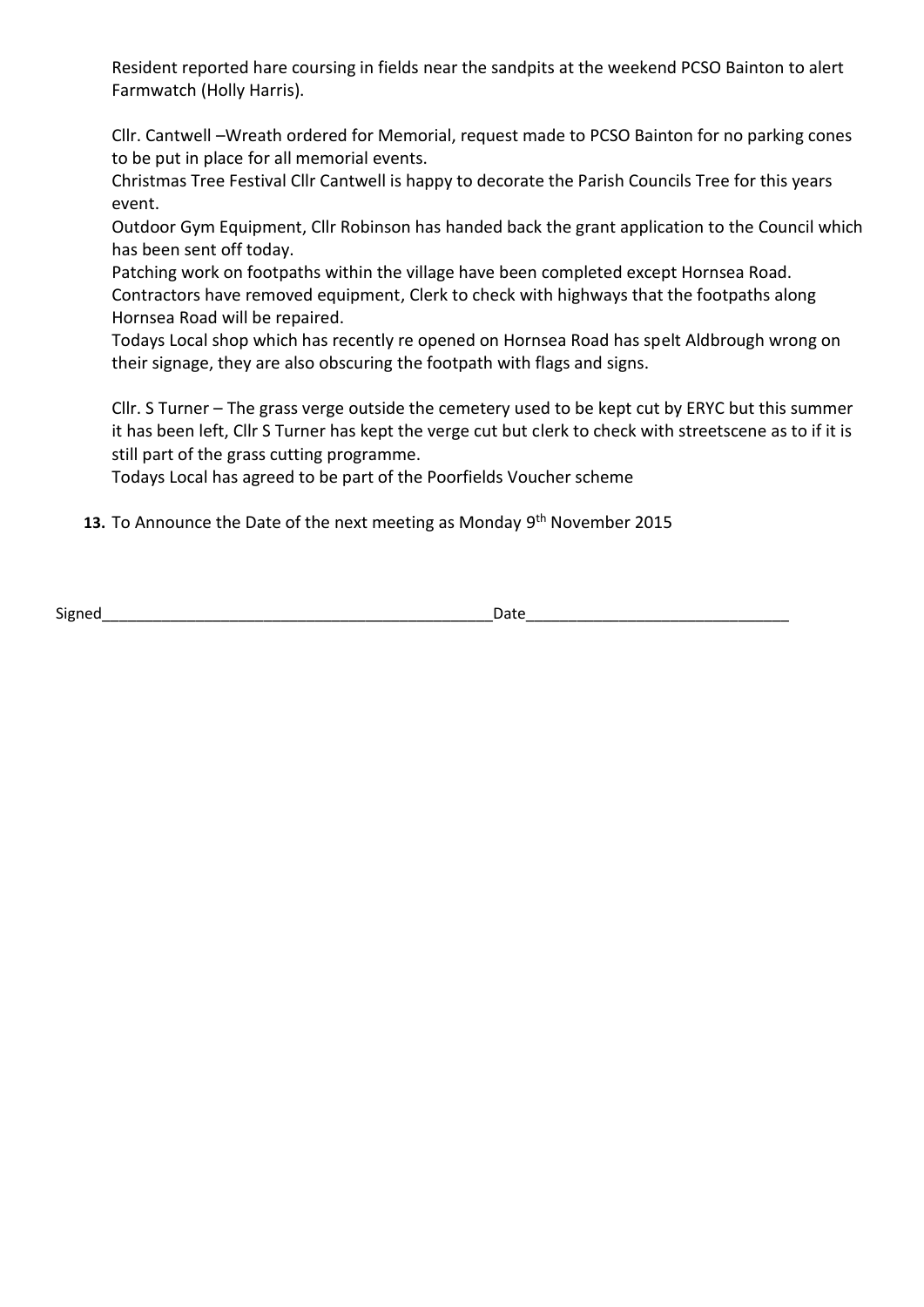Resident reported hare coursing in fields near the sandpits at the weekend PCSO Bainton to alert Farmwatch (Holly Harris).

Cllr. Cantwell –Wreath ordered for Memorial, request made to PCSO Bainton for no parking cones to be put in place for all memorial events.
Christmas Tree Festival Cllr Cantwell is happy to decorate the Parish Councils Tree for this years event.
Outdoor Gym Equipment, Cllr Robinson has handed back the grant application to the Council which has been sent off today.
Patching work on footpaths within the village have been completed except Hornsea Road. Contractors have removed equipment, Clerk to check with highways that the footpaths along Hornsea Road will be repaired.
Todays Local shop which has recently re opened on Hornsea Road has spelt Aldbrough wrong on their signage, they are also obscuring the footpath with flags and signs.

Cllr. S Turner – The grass verge outside the cemetery used to be kept cut by ERYC but this summer it has been left, Cllr S Turner has kept the verge cut but clerk to check with streetscene as to if it is still part of the grass cutting programme.
Todays Local has agreed to be part of the Poorfields Voucher scheme

**13.** To Announce the Date of the next meeting as Monday 9th November 2015

Signed_______________________________________________Date_______________________________